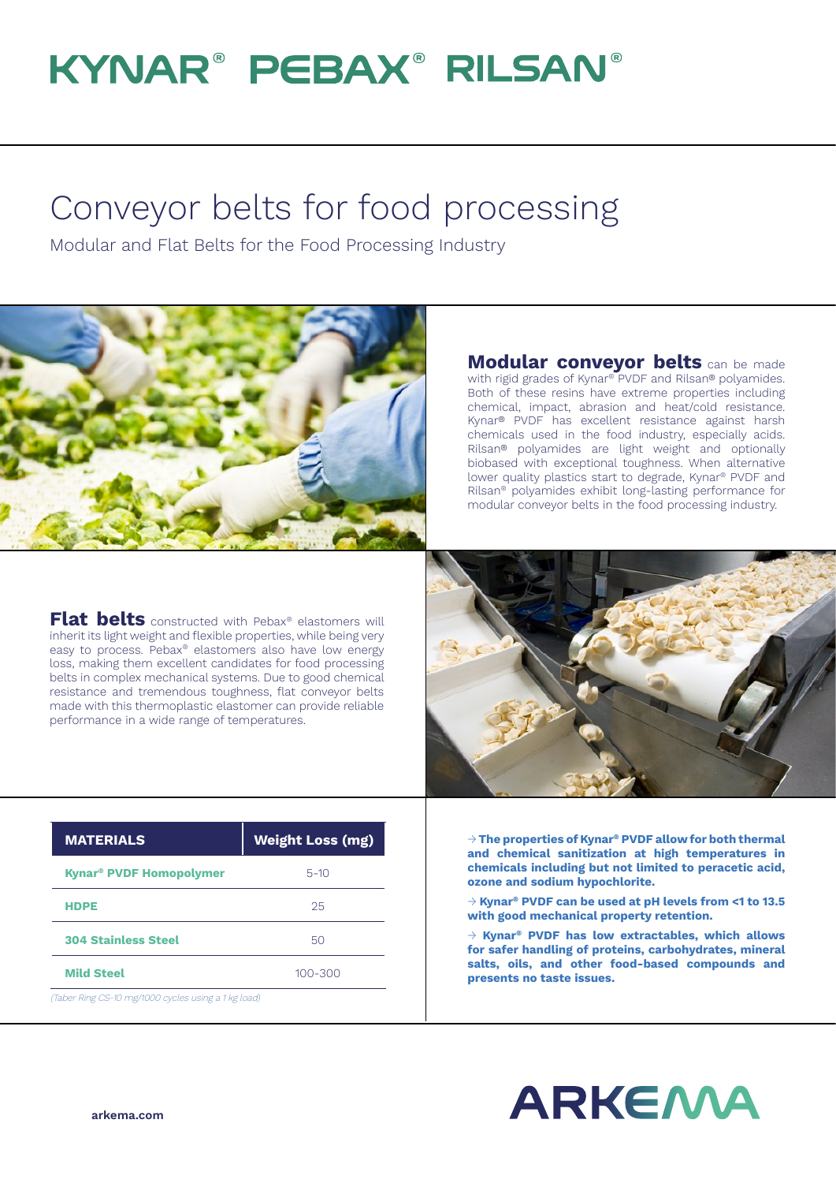# KYNAR® PEBAX® RILSAN®

# Conveyor belts for food processing

Modular and Flat Belts for the Food Processing Industry

**Modular conveyor belts** can be made with rigid grades of Kynar® PVDF and Rilsan® polyamides. Both of these resins have extreme properties including chemical, impact, abrasion and heat/cold resistance. Kynar® PVDF has excellent resistance against harsh chemicals used in the food industry, especially acids. Rilsan® polyamides are light weight and optionally biobased with exceptional toughness. When alternative lower quality plastics start to degrade, Kynar® PVDF and Rilsan® polyamides exhibit long-lasting performance for modular conveyor belts in the food processing industry.

**Flat belts** constructed with Pebax® elastomers will inherit its light weight and flexible properties, while being very easy to process. Pebax® elastomers also have low energy loss, making them excellent candidates for food processing belts in complex mechanical systems. Due to good chemical resistance and tremendous toughness, flat conveyor belts made with this thermoplastic elastomer can provide reliable performance in a wide range of temperatures.

| MATERIALS | Weight Loss (mg) |
|---|---|
| Kynar® PVDF Homopolymer | 5-10 |
| HDPE | 25 |
| 304 Stainless Steel | 50 |
| Mild Steel | 100-300 |

*(Taber Ring CS-10 mg/1000 cycles using a 1 kg load)*

→ **The properties of Kynar® PVDF allow for both thermal and chemical sanitization at high temperatures in chemicals including but not limited to peracetic acid, ozone and sodium hypochlorite.**

→ **Kynar® PVDF can be used at pH levels from <1 to 13.5 with good mechanical property retention.**

→ **Kynar® PVDF has low extractables, which allows for safer handling of proteins, carbohydrates, mineral salts, oils, and other food-based compounds and presents no taste issues.**

**arkema.com**

ARKEMA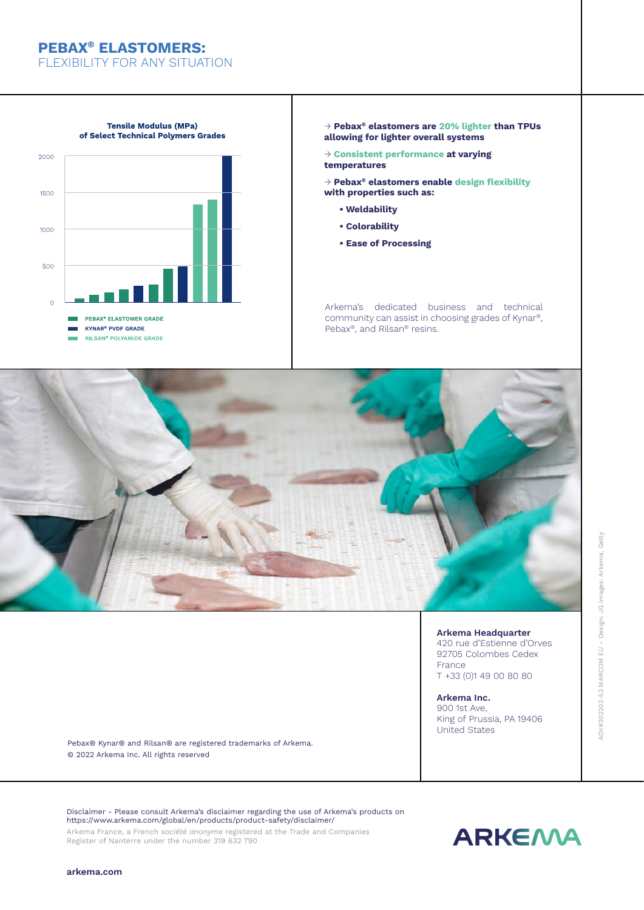# PEBAX® ELASTOMERS:
## FLEXIBILITY FOR ANY SITUATION

**Tensile Modulus (MPa)
of Select Technical Polymers Grades**

2000
1500
1000
500
0

PEBAX® ELASTOMER GRADE
KYNAR® PVDF GRADE
RILSAN® POLYAMIDE GRADE

→ **Pebax® elastomers are 20% lighter than TPUs allowing for lighter overall systems**

→ **Consistent performance at varying temperatures**

→ **Pebax® elastomers enable design flexibility with properties such as:**

- **Weldability**
- **Colorability**
- **Ease of Processing**

Arkema's dedicated business and technical community can assist in choosing grades of Kynar®, Pebax®, and Rilsan® resins.

**Arkema Headquarter**
420 rue d'Estienne d'Orves
92705 Colombes Cedex
France
T +33 (0)1 49 00 80 80

**Arkema Inc.**
900 1st Ave,
King of Prussia, PA 19406
United States

Pebax® Kynar® and Rilsan® are registered trademarks of Arkema.
© 2022 Arkema Inc. All rights reserved

ADV#20220​2-53 MARCOM EU – Design: JG Images: Arkema, Getty

Disclaimer - Please consult Arkema's disclaimer regarding the use of Arkema's products on https://www.arkema.com/global/en/products/product-safety/disclaimer/

Arkema France, a French *société anonyme* registered at the Trade and Companies Register of Nanterre under the number 319 632 790

ARKEMA

**arkema.com**